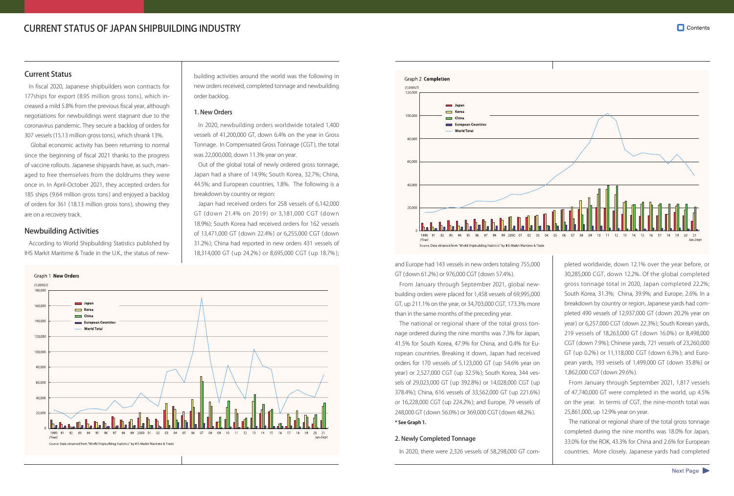# CURRENT STATUS OF JAPAN SHIPBUILDING INDUSTRY

## Current Status

In fiscal 2020, Japanese shipbuilders won contracts for 177ships for export (8.95 million gross tons), which increased a mild 5.8% from the previous fiscal year, although negotiations for newbuildings went stagnant due to the coronavirus pandemic. They secure a backlog of orders for 307 vessels (15.13 million gross tons), which shrank 13%.

Global economic activity has been returning to normal since the beginning of fiscal 2021 thanks to the progress of vaccine rollouts. Japanese shipyards have, as such, managed to free themselves from the doldrums they were once in. In April-October 2021, they accepted orders for 185 ships (9.64 million gross tons) and enjoyed a backlog of orders for 361 (18.13 million gross tons), showing they are on a recovery track.

## Newbuilding Activities

According to World Shipbuilding Statistics published by IHS Markit Maritime & Trade in the U.K., the status of new-building activities around the world was the following in new orders received, completed tonnage and newbuilding order backlog.

### 1. New Orders

In 2020, newbuilding orders worldwide totaled 1,400 vessels of 41,200,000 GT, down 6.4% on the year in Gross Tonnage. In Compensated Gross Tonnage (CGT), the total was 22,000,000, down 11.3% year on year.

Out of the global total of newly ordered gross tonnage, Japan had a share of 14.9%; South Korea, 32.7%; China, 44.5%; and European countries, 1.8%. The following is a breakdown by country or region:

Japan had received orders for 258 vessels of 6,142,000 GT (down 21.4% on 2019) or 3,181,000 CGT (down 18.9%); South Korea had received orders for 162 vessels of 13,471,000 GT (down 22.4%) or 6,255,000 CGT (down 31.2%); China had reported in new orders 431 vessels of 18,314,000 GT (up 24.2%) or 8,695,000 CGT (up 18.7%); and Europe had 143 vessels in new orders totaling 755,000 GT (down 61.2%) or 976,000 CGT (down 57.4%).

From January through September 2021, global newbuilding orders were placed for 1,458 vessels of 69,995,000 GT, up 211.1% on the year, or 34,703,000 CGT, 173.3% more than in the same months of the preceding year.

The national or regional share of the total gross tonnage ordered during the nine months was 7.3% for Japan, 41.5% for South Korea, 47.9% for China, and 0.4% for European countries. Breaking it down, Japan had received orders for 170 vessels of 5,123,000 GT (up 54.6% year on year) or 2,527,000 CGT (up 32.5%); South Korea, 344 vessels of 29,023,000 GT (up 392.8%) or 14,028,000 CGT (up 378.4%); China, 616 vessels of 33,562,000 GT (up 221.6%) or 16,228,000 CGT (up 224.2%); and Europe, 79 vessels of 248,000 GT (down 56.0%) or 369,000 CGT (down 48.2%).

**\* See Graph 1.**

Graph 1 **New Orders**

Source: Data obtained from "World Shipbuilding Statistics" by IHS Markit Maritime & Trade

### 2. Newly Completed Tonnage

In 2020, there were 2,326 vessels of 58,298,000 GT completed worldwide, down 12.1% over the year before, or 30,285,000 CGT, down 12.2%. Of the global completed gross tonnage total in 2020, Japan completed 22.2%; South Korea, 31.3%; China, 39.9%; and Europe, 2.6%. In a breakdown by country or region, Japanese yards had completed 490 vessels of 12,937,000 GT (down 20.2% year on year) or 6,257,000 CGT (down 22.3%); South Korean yards, 219 vessels of 18,263,000 GT (down 16.0%) or 8,498,000 CGT (down 7.9%); Chinese yards, 721 vessels of 23,260,000 GT (up 0.2%) or 11,118,000 CGT (down 6.3%); and European yards, 193 vessels of 1,499,000 GT (down 35.8%) or 1,862,000 CGT (down 29.6%).

From January through September 2021, 1,817 vessels of 47,740,000 GT were completed in the world, up 4.5% on the year. In terms of CGT, the nine-month total was 25,861,000, up 12.9% year on year.

The national or regional share of the total gross tonnage completed during the nine months was 18.0% for Japan, 33.0% for the ROK, 43.3% for China and 2.6% for European countries. More closely, Japanese yards had completed

Graph 2 **Completion**

Source: Data obtained from "World Shipbuilding Statistics" by IHS Markit Maritime & Trade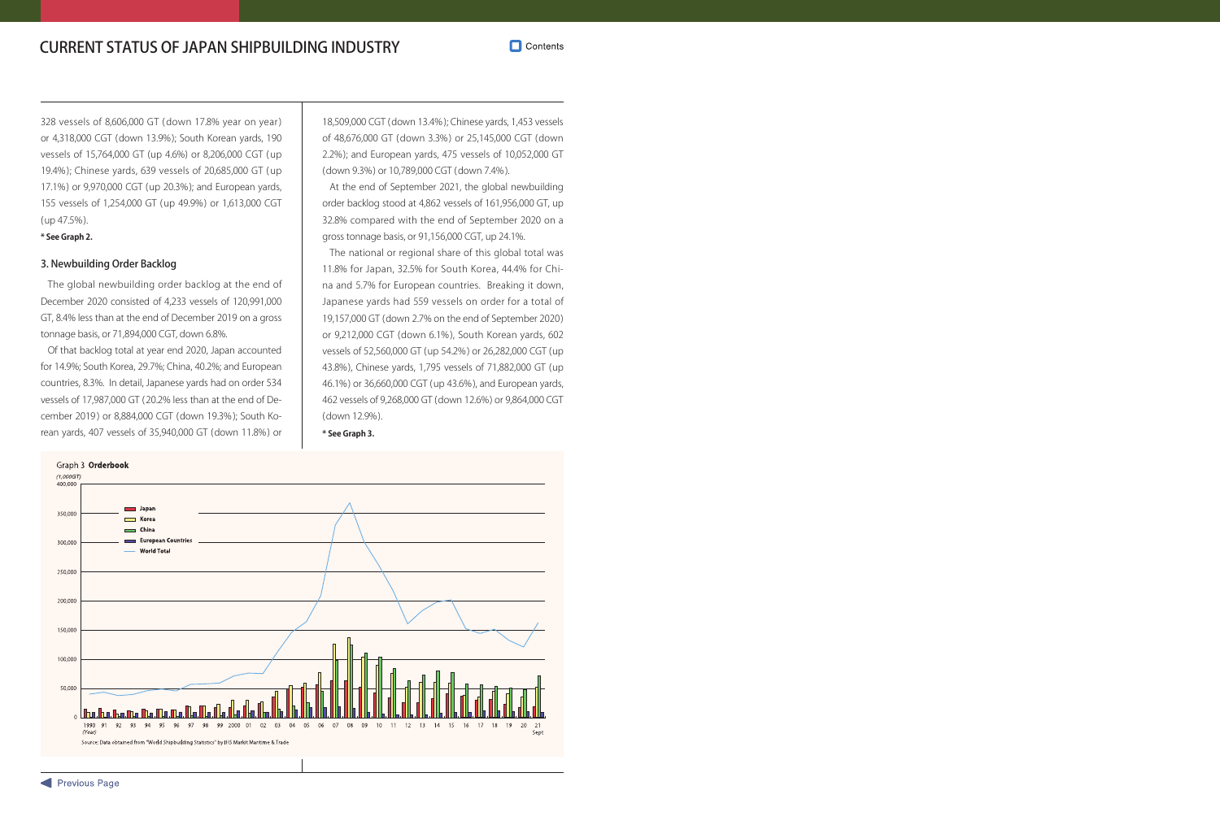328 vessels of 8,606,000 GT (down 17.8% year on year) or 4,318,000 CGT (down 13.9%); South Korean yards, 190 vessels of 15,764,000 GT (up 4.6%) or 8,206,000 CGT (up 19.4%); Chinese yards, 639 vessels of 20,685,000 GT (up 17.1%) or 9,970,000 CGT (up 20.3%); and European yards, 155 vessels of 1,254,000 GT (up 49.9%) or 1,613,000 CGT (up 47.5%).

**\* See Graph 2.**

### 3. Newbuilding Order Backlog

The global newbuilding order backlog at the end of December 2020 consisted of 4,233 vessels of 120,991,000 GT, 8.4% less than at the end of December 2019 on a gross tonnage basis, or 71,894,000 CGT, down 6.8%.

Of that backlog total at year end 2020, Japan accounted for 14.9%; South Korea, 29.7%; China, 40.2%; and European countries, 8.3%. In detail, Japanese yards had on order 534 vessels of 17,987,000 GT (20.2% less than at the end of December 2019) or 8,884,000 CGT (down 19.3%); South Korean yards, 407 vessels of 35,940,000 GT (down 11.8%) or 18,509,000 CGT (down 13.4%); Chinese yards, 1,453 vessels of 48,676,000 GT (down 3.3%) or 25,145,000 CGT (down 2.2%); and European yards, 475 vessels of 10,052,000 GT (down 9.3%) or 10,789,000 CGT (down 7.4%).

At the end of September 2021, the global newbuilding order backlog stood at 4,862 vessels of 161,956,000 GT, up 32.8% compared with the end of September 2020 on a gross tonnage basis, or 91,156,000 CGT, up 24.1%.

The national or regional share of this global total was 11.8% for Japan, 32.5% for South Korea, 44.4% for China and 5.7% for European countries. Breaking it down, Japanese yards had 559 vessels on order for a total of 19,157,000 GT (down 2.7% on the end of September 2020) or 9,212,000 CGT (down 6.1%), South Korean yards, 602 vessels of 52,560,000 GT (up 54.2%) or 26,282,000 CGT (up 43.8%), Chinese yards, 1,795 vessels of 71,882,000 GT (up 46.1%) or 36,660,000 CGT (up 43.6%), and European yards, 462 vessels of 9,268,000 GT (down 12.6%) or 9,864,000 CGT (down 12.9%).

**\* See Graph 3.**

Graph 3 **Orderbook**

(1,000GT)

400,000
350,000
300,000
250,000
200,000
150,000
100,000
50,000
0

Japan
Korea
China
European Countries
World Total

1990 91 92 93 94 95 96 97 98 99 2000 01 02 03 04 05 06 07 08 09 10 11 12 13 14 15 16 17 18 19 20 21
(Year) Sept

Source: Data obtained from "World Shipbuilding Statistics" by IHS Markit Maritime & Trade